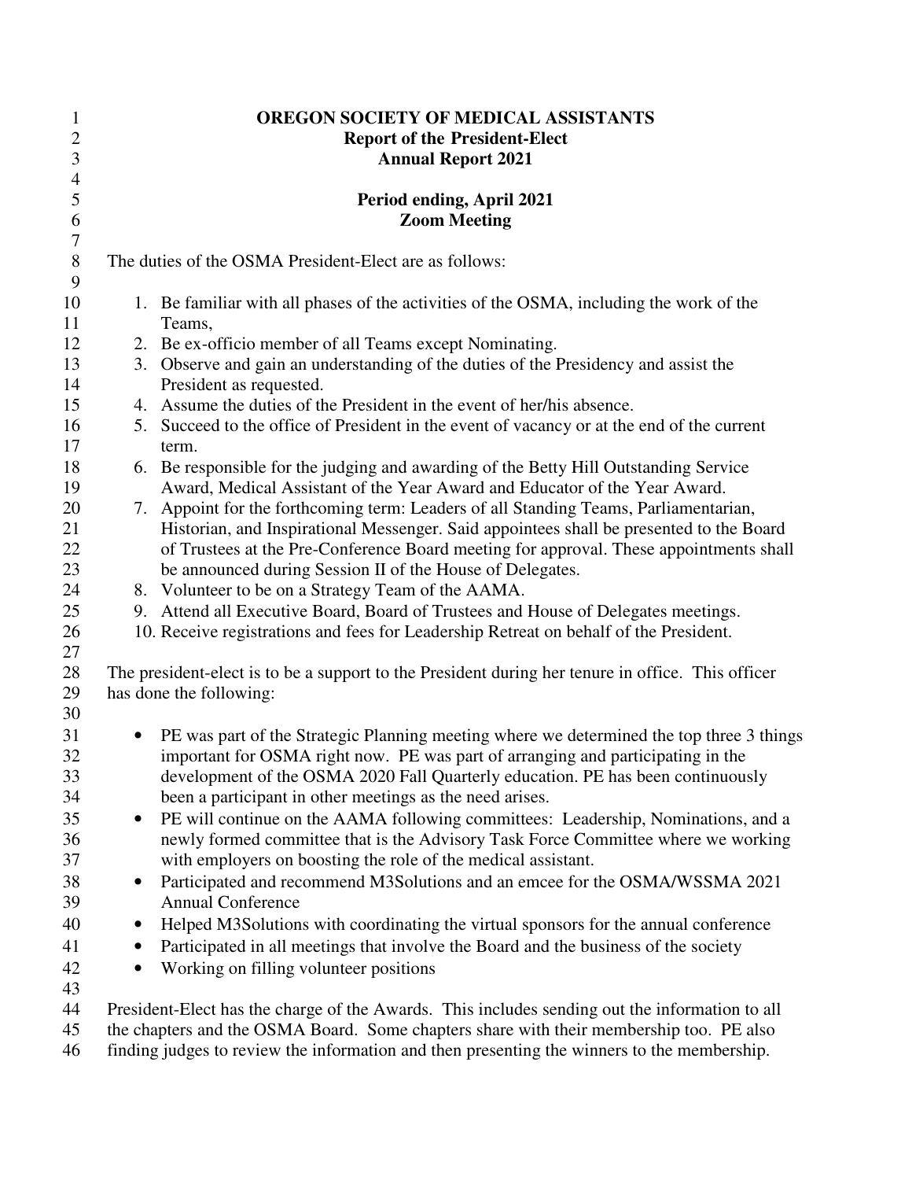# OREGON SOCIETY OF MEDICAL ASSISTANTS

## Report of the President-Elect

## Annual Report 2021

**Period ending, April 2021**
**Zoom Meeting**

The duties of the OSMA President-Elect are as follows:

1. Be familiar with all phases of the activities of the OSMA, including the work of the Teams,
2. Be ex-officio member of all Teams except Nominating.
3. Observe and gain an understanding of the duties of the Presidency and assist the President as requested.
4. Assume the duties of the President in the event of her/his absence.
5. Succeed to the office of President in the event of vacancy or at the end of the current term.
6. Be responsible for the judging and awarding of the Betty Hill Outstanding Service Award, Medical Assistant of the Year Award and Educator of the Year Award.
7. Appoint for the forthcoming term: Leaders of all Standing Teams, Parliamentarian, Historian, and Inspirational Messenger. Said appointees shall be presented to the Board of Trustees at the Pre-Conference Board meeting for approval. These appointments shall be announced during Session II of the House of Delegates.
8. Volunteer to be on a Strategy Team of the AAMA.
9. Attend all Executive Board, Board of Trustees and House of Delegates meetings.
10. Receive registrations and fees for Leadership Retreat on behalf of the President.

The president-elect is to be a support to the President during her tenure in office. This officer has done the following:

- PE was part of the Strategic Planning meeting where we determined the top three 3 things important for OSMA right now. PE was part of arranging and participating in the development of the OSMA 2020 Fall Quarterly education. PE has been continuously been a participant in other meetings as the need arises.
- PE will continue on the AAMA following committees: Leadership, Nominations, and a newly formed committee that is the Advisory Task Force Committee where we working with employers on boosting the role of the medical assistant.
- Participated and recommend M3Solutions and an emcee for the OSMA/WSSMA 2021 Annual Conference
- Helped M3Solutions with coordinating the virtual sponsors for the annual conference
- Participated in all meetings that involve the Board and the business of the society
- Working on filling volunteer positions

President-Elect has the charge of the Awards. This includes sending out the information to all the chapters and the OSMA Board. Some chapters share with their membership too. PE also finding judges to review the information and then presenting the winners to the membership.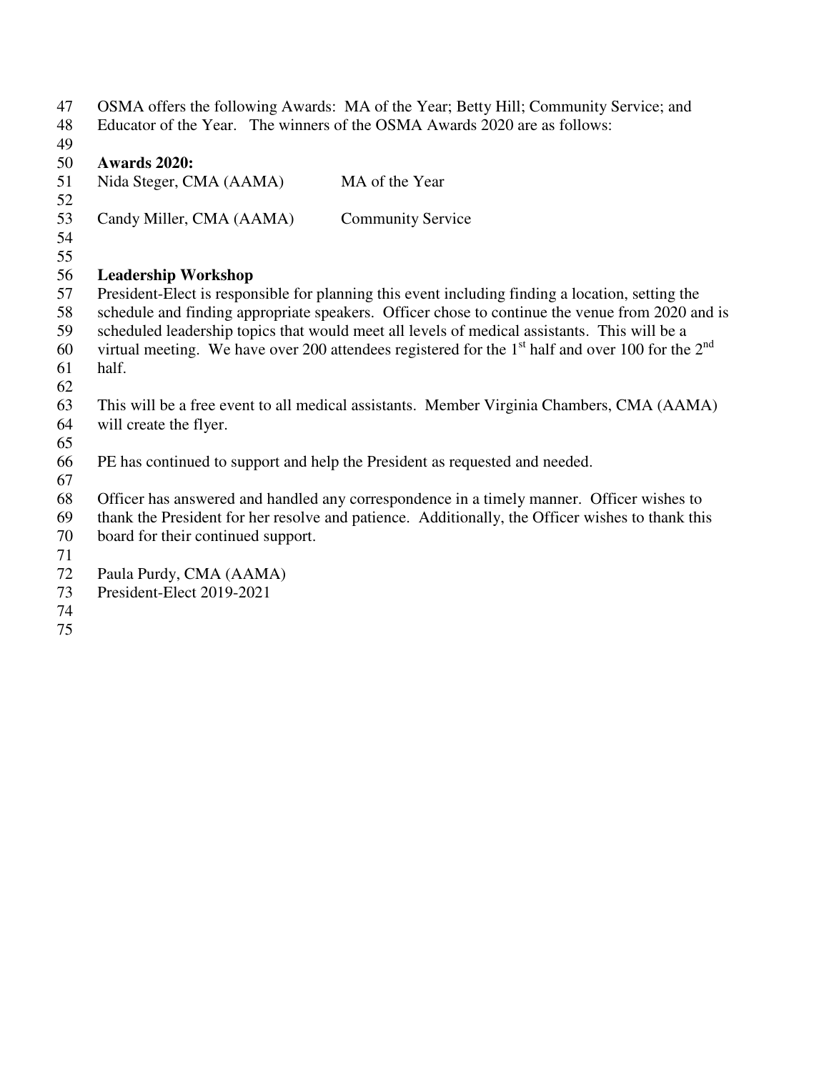OSMA offers the following Awards: MA of the Year; Betty Hill; Community Service; and Educator of the Year. The winners of the OSMA Awards 2020 are as follows:

**Awards 2020:**

| | |
|---|---|
| Nida Steger, CMA (AAMA) | MA of the Year |
| Candy Miller, CMA (AAMA) | Community Service |

**Leadership Workshop**

President-Elect is responsible for planning this event including finding a location, setting the schedule and finding appropriate speakers. Officer chose to continue the venue from 2020 and is scheduled leadership topics that would meet all levels of medical assistants. This will be a virtual meeting. We have over 200 attendees registered for the 1st half and over 100 for the 2nd half.

This will be a free event to all medical assistants. Member Virginia Chambers, CMA (AAMA) will create the flyer.

PE has continued to support and help the President as requested and needed.

Officer has answered and handled any correspondence in a timely manner. Officer wishes to thank the President for her resolve and patience. Additionally, the Officer wishes to thank this board for their continued support.

Paula Purdy, CMA (AAMA)
President-Elect 2019-2021